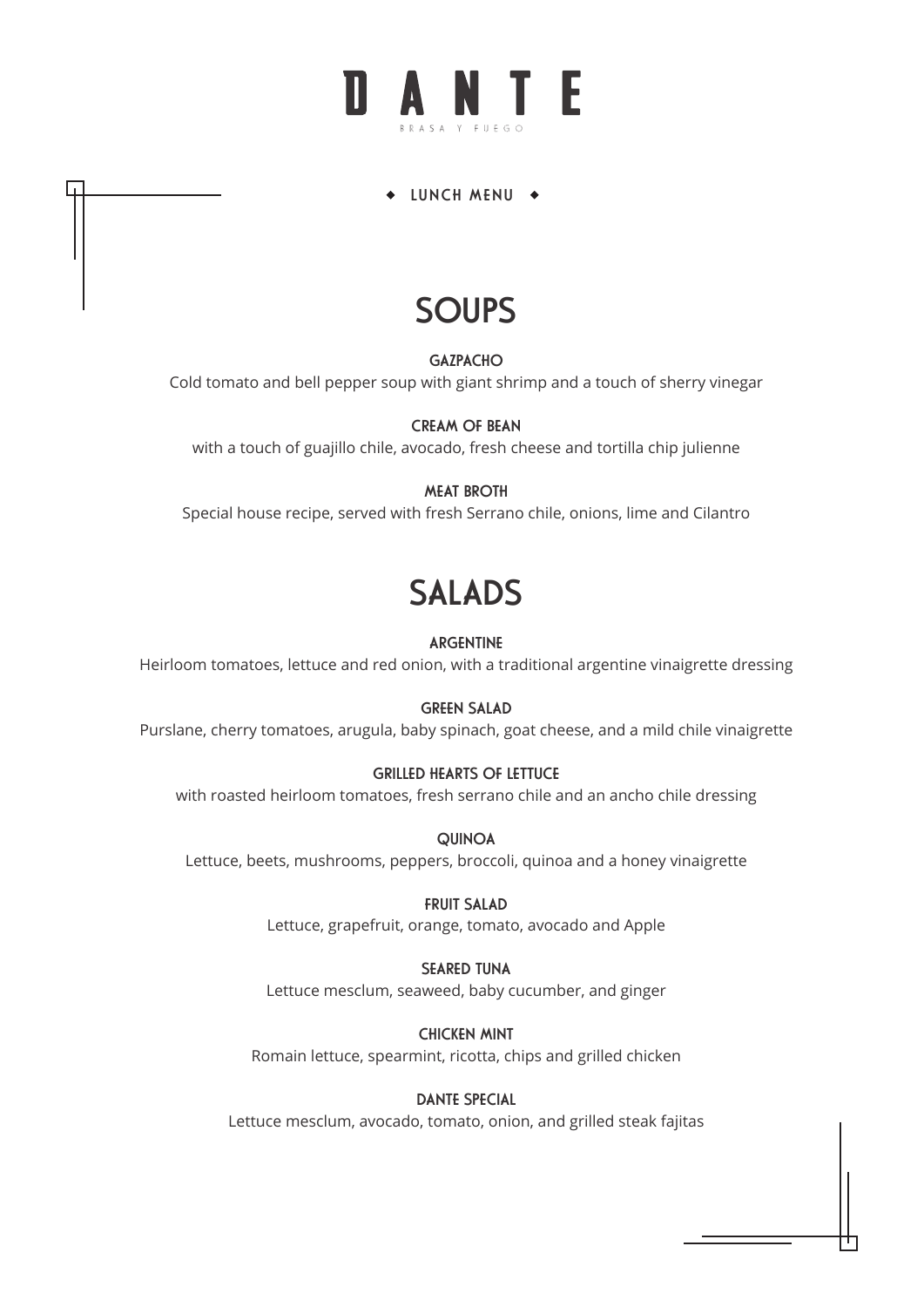# DANTE

BRASA Y FUEGO

◆ LUNCH MENU ◆

## SOUPS

### GAZPACHO

Cold tomato and bell pepper soup with giant shrimp and a touch of sherry vinegar

### CREAM OF BEAN

with a touch of guajillo chile, avocado, fresh cheese and tortilla chip julienne

### MEAT BROTH

Special house recipe, served with fresh Serrano chile, onions, lime and Cilantro

## SALADS

### ARGENTINE

Heirloom tomatoes, lettuce and red onion, with a traditional argentine vinaigrette dressing

### GREEN SALAD

Purslane, cherry tomatoes, arugula, baby spinach, goat cheese, and a mild chile vinaigrette

### GRILLED HEARTS OF LETTUCE

with roasted heirloom tomatoes, fresh serrano chile and an ancho chile dressing

### QUINOA

Lettuce, beets, mushrooms, peppers, broccoli, quinoa and a honey vinaigrette

### FRUIT SALAD

Lettuce, grapefruit, orange, tomato, avocado and Apple

### SEARED TUNA

Lettuce mesclum, seaweed, baby cucumber, and ginger

### CHICKEN MINT

Romain lettuce, spearmint, ricotta, chips and grilled chicken

### DANTE SPECIAL

Lettuce mesclum, avocado, tomato, onion, and grilled steak fajitas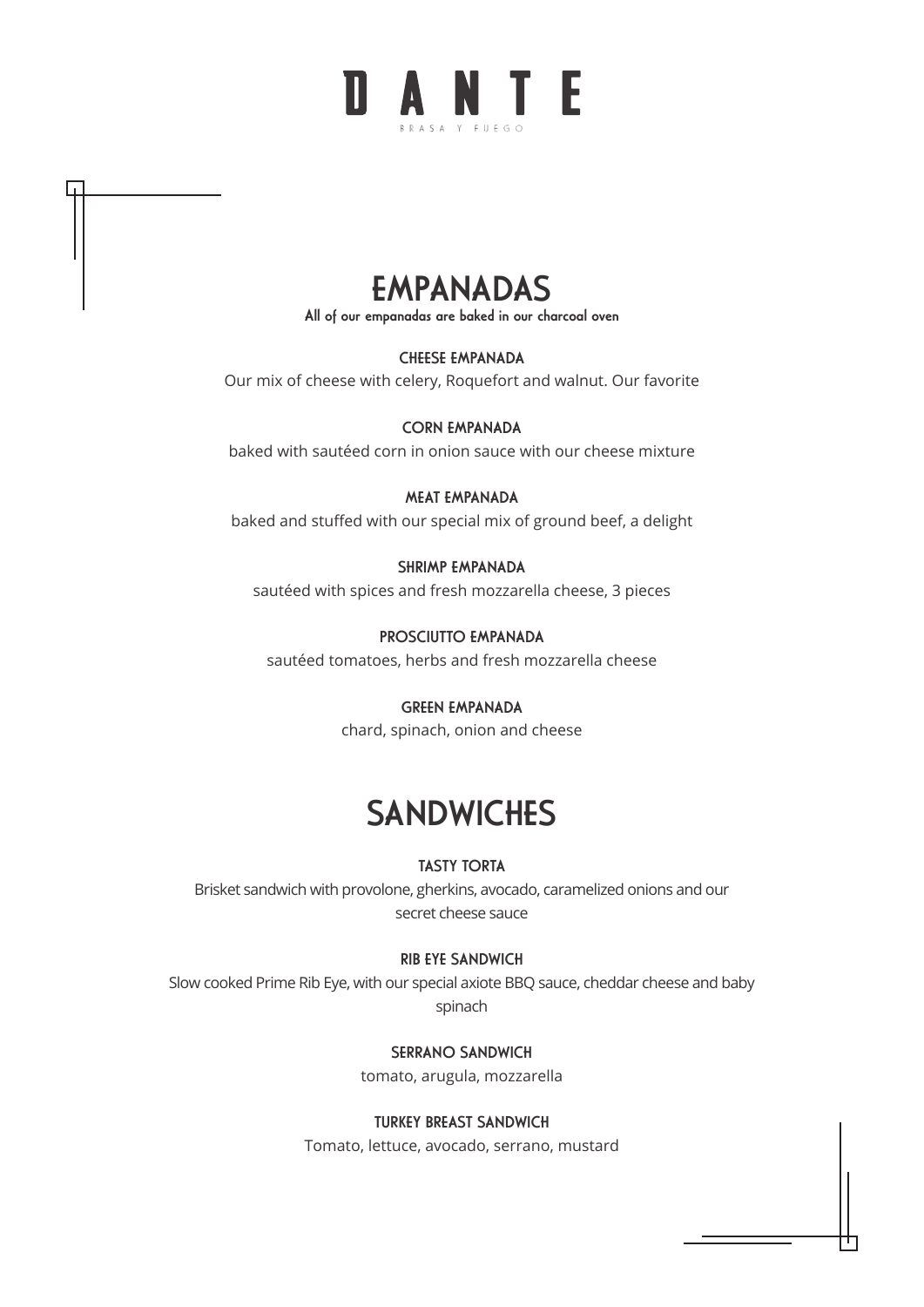# DANTE

BRASA Y FUEGO

## EMPANADAS

**All of our empanadas are baked in our charcoal oven**

### CHEESE EMPANADA

Our mix of cheese with celery, Roquefort and walnut. Our favorite

### CORN EMPANADA

baked with sautéed corn in onion sauce with our cheese mixture

### MEAT EMPANADA

baked and stuffed with our special mix of ground beef, a delight

### SHRIMP EMPANADA

sautéed with spices and fresh mozzarella cheese, 3 pieces

### PROSCIUTTO EMPANADA

sautéed tomatoes, herbs and fresh mozzarella cheese

### GREEN EMPANADA

chard, spinach, onion and cheese

## SANDWICHES

### TASTY TORTA

Brisket sandwich with provolone, gherkins, avocado, caramelized onions and our secret cheese sauce

### RIB EYE SANDWICH

Slow cooked Prime Rib Eye, with our special axiote BBQ sauce, cheddar cheese and baby spinach

### SERRANO SANDWICH

tomato, arugula, mozzarella

### TURKEY BREAST SANDWICH

Tomato, lettuce, avocado, serrano, mustard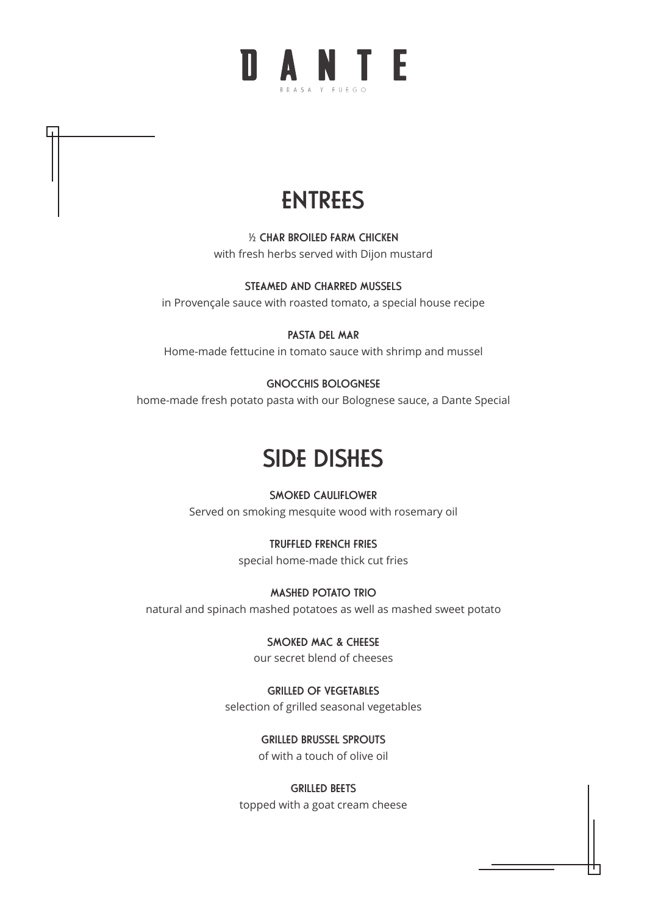# DANTE

BRASA Y FUEGO

## ENTREES

**½ CHAR BROILED FARM CHICKEN**
with fresh herbs served with Dijon mustard

**STEAMED AND CHARRED MUSSELS**
in Provençale sauce with roasted tomato, a special house recipe

**PASTA DEL MAR**
Home-made fettucine in tomato sauce with shrimp and mussel

**GNOCCHIS BOLOGNESE**
home-made fresh potato pasta with our Bolognese sauce, a Dante Special

## SIDE DISHES

**SMOKED CAULIFLOWER**
Served on smoking mesquite wood with rosemary oil

**TRUFFLED FRENCH FRIES**
special home-made thick cut fries

**MASHED POTATO TRIO**
natural and spinach mashed potatoes as well as mashed sweet potato

**SMOKED MAC & CHEESE**
our secret blend of cheeses

**GRILLED OF VEGETABLES**
selection of grilled seasonal vegetables

**GRILLED BRUSSEL SPROUTS**
of with a touch of olive oil

**GRILLED BEETS**
topped with a goat cream cheese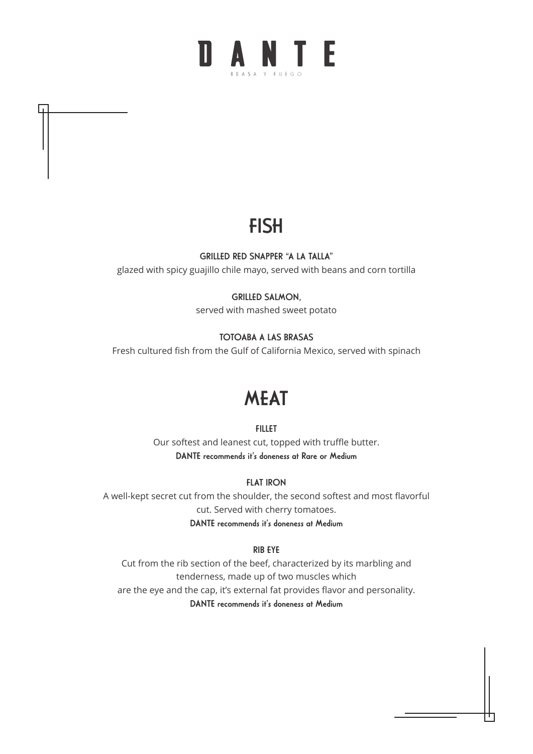# DANTE

BRASA Y FUEGO

## FISH

### GRILLED RED SNAPPER "A LA TALLA"

glazed with spicy guajillo chile mayo, served with beans and corn tortilla

### GRILLED SALMON,

served with mashed sweet potato

### TOTOABA A LAS BRASAS

Fresh cultured fish from the Gulf of California Mexico, served with spinach

## MEAT

### FILLET

Our softest and leanest cut, topped with truffle butter.

**DANTE recommends it's doneness at Rare or Medium**

### FLAT IRON

A well-kept secret cut from the shoulder, the second softest and most flavorful cut. Served with cherry tomatoes.

**DANTE recommends it's doneness at Medium**

### RIB EYE

Cut from the rib section of the beef, characterized by its marbling and tenderness, made up of two muscles which are the eye and the cap, it's external fat provides flavor and personality.

**DANTE recommends it's doneness at Medium**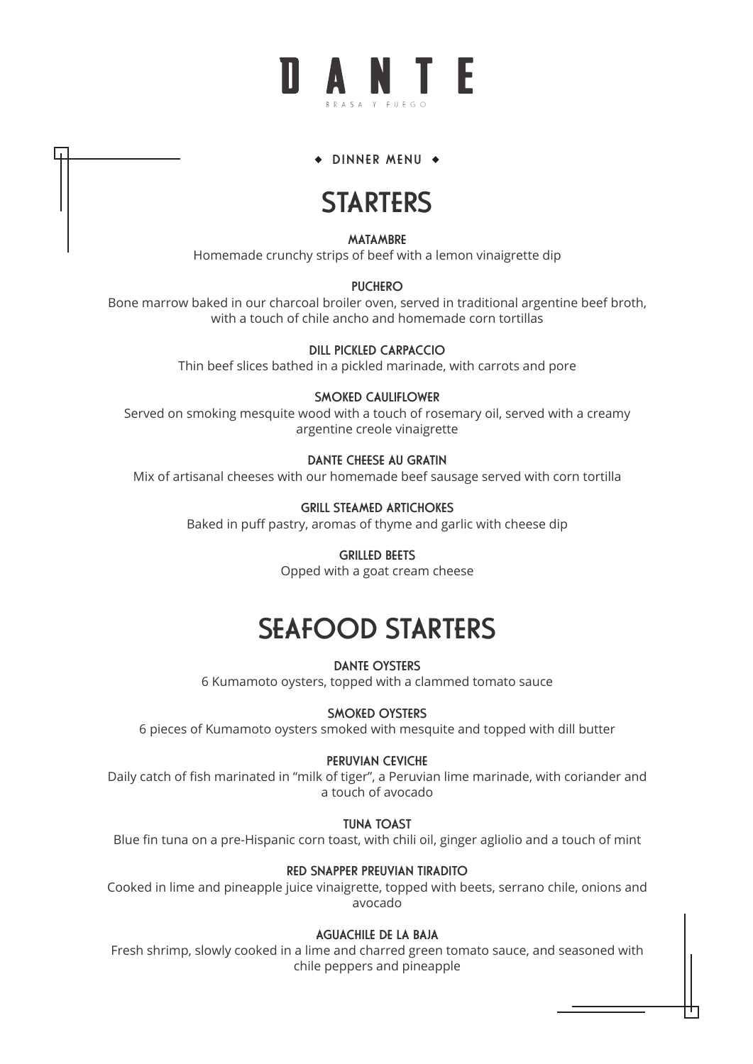# DANTE

BRASA Y FUEGO

◆ DINNER MENU ◆

## STARTERS

### MATAMBRE
Homemade crunchy strips of beef with a lemon vinaigrette dip

### PUCHERO
Bone marrow baked in our charcoal broiler oven, served in traditional argentine beef broth, with a touch of chile ancho and homemade corn tortillas

### DILL PICKLED CARPACCIO
Thin beef slices bathed in a pickled marinade, with carrots and pore

### SMOKED CAULIFLOWER
Served on smoking mesquite wood with a touch of rosemary oil, served with a creamy argentine creole vinaigrette

### DANTE CHEESE AU GRATIN
Mix of artisanal cheeses with our homemade beef sausage served with corn tortilla

### GRILL STEAMED ARTICHOKES
Baked in puff pastry, aromas of thyme and garlic with cheese dip

### GRILLED BEETS
Opped with a goat cream cheese

## SEAFOOD STARTERS

### DANTE OYSTERS
6 Kumamoto oysters, topped with a clammed tomato sauce

### SMOKED OYSTERS
6 pieces of Kumamoto oysters smoked with mesquite and topped with dill butter

### PERUVIAN CEVICHE
Daily catch of fish marinated in "milk of tiger", a Peruvian lime marinade, with coriander and a touch of avocado

### TUNA TOAST
Blue fin tuna on a pre-Hispanic corn toast, with chili oil, ginger agliolio and a touch of mint

### RED SNAPPER PREUVIAN TIRADITO
Cooked in lime and pineapple juice vinaigrette, topped with beets, serrano chile, onions and avocado

### AGUACHILE DE LA BAJA
Fresh shrimp, slowly cooked in a lime and charred green tomato sauce, and seasoned with chile peppers and pineapple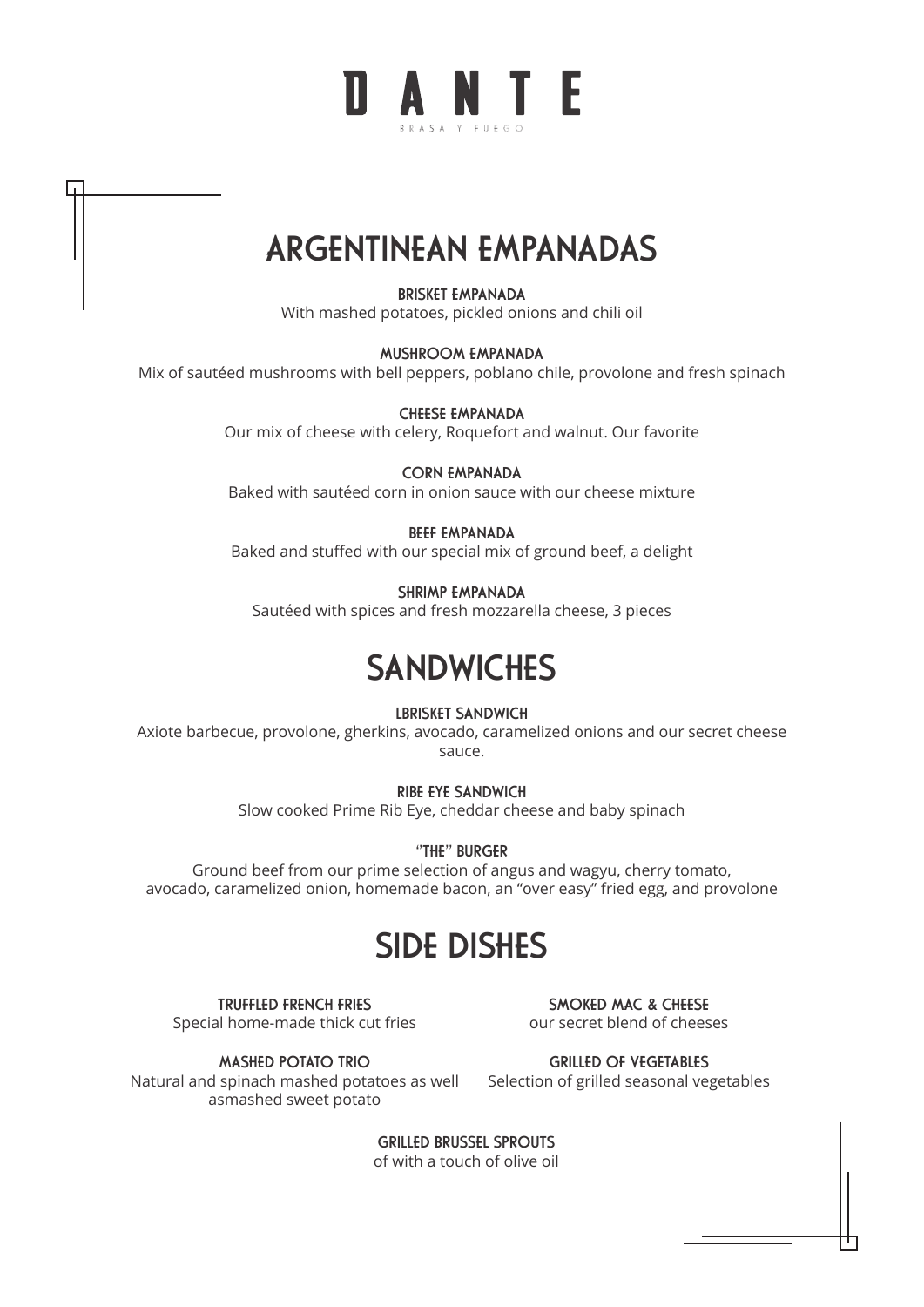# DANTE

BRASA Y FUEGO

## ARGENTINEAN EMPANADAS

### BRISKET EMPANADA

With mashed potatoes, pickled onions and chili oil

### MUSHROOM EMPANADA

Mix of sautéed mushrooms with bell peppers, poblano chile, provolone and fresh spinach

### CHEESE EMPANADA

Our mix of cheese with celery, Roquefort and walnut. Our favorite

### CORN EMPANADA

Baked with sautéed corn in onion sauce with our cheese mixture

### BEEF EMPANADA

Baked and stuffed with our special mix of ground beef, a delight

### SHRIMP EMPANADA

Sautéed with spices and fresh mozzarella cheese, 3 pieces

## SANDWICHES

### LBRISKET SANDWICH

Axiote barbecue, provolone, gherkins, avocado, caramelized onions and our secret cheese sauce.

### RIBE EYE SANDWICH

Slow cooked Prime Rib Eye, cheddar cheese and baby spinach

### "THE" BURGER

Ground beef from our prime selection of angus and wagyu, cherry tomato, avocado, caramelized onion, homemade bacon, an "over easy" fried egg, and provolone

## SIDE DISHES

### TRUFFLED FRENCH FRIES

Special home-made thick cut fries

### MASHED POTATO TRIO

Natural and spinach mashed potatoes as well asmashed sweet potato

### SMOKED MAC & CHEESE

our secret blend of cheeses

### GRILLED OF VEGETABLES

Selection of grilled seasonal vegetables

### GRILLED BRUSSEL SPROUTS

of with a touch of olive oil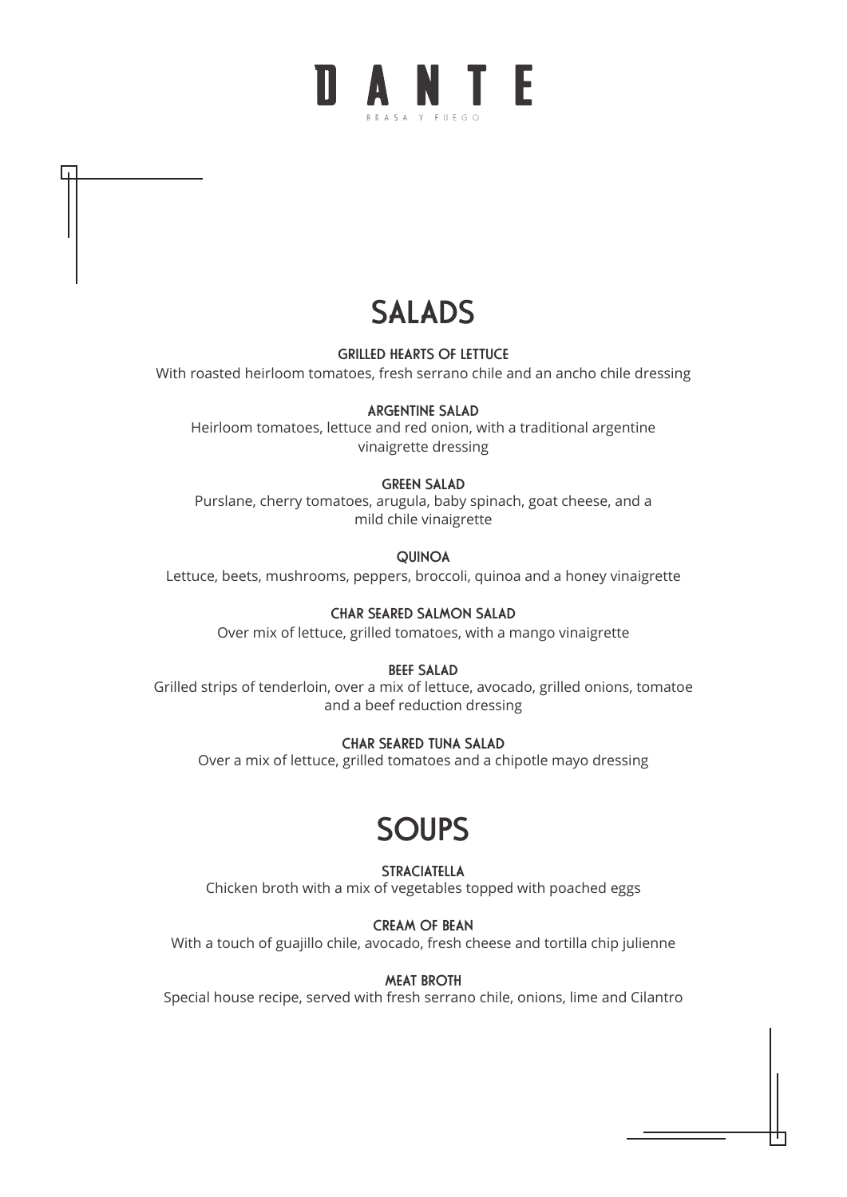# DANTE

BRASA Y FUEGO

## SALADS

### GRILLED HEARTS OF LETTUCE

With roasted heirloom tomatoes, fresh serrano chile and an ancho chile dressing

### ARGENTINE SALAD

Heirloom tomatoes, lettuce and red onion, with a traditional argentine vinaigrette dressing

### GREEN SALAD

Purslane, cherry tomatoes, arugula, baby spinach, goat cheese, and a mild chile vinaigrette

### QUINOA

Lettuce, beets, mushrooms, peppers, broccoli, quinoa and a honey vinaigrette

### CHAR SEARED SALMON SALAD

Over mix of lettuce, grilled tomatoes, with a mango vinaigrette

### BEEF SALAD

Grilled strips of tenderloin, over a mix of lettuce, avocado, grilled onions, tomatoe and a beef reduction dressing

### CHAR SEARED TUNA SALAD

Over a mix of lettuce, grilled tomatoes and a chipotle mayo dressing

## SOUPS

### STRACIATELLA

Chicken broth with a mix of vegetables topped with poached eggs

### CREAM OF BEAN

With a touch of guajillo chile, avocado, fresh cheese and tortilla chip julienne

### MEAT BROTH

Special house recipe, served with fresh serrano chile, onions, lime and Cilantro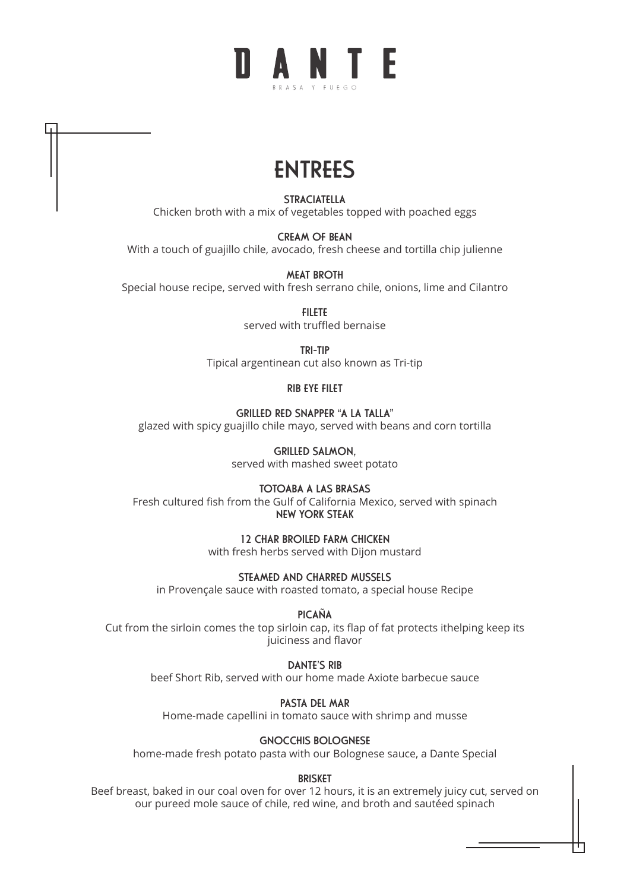# DANTE

BRASA Y FUEGO

## ENTREES

**STRACIATELLA**
Chicken broth with a mix of vegetables topped with poached eggs

**CREAM OF BEAN**
With a touch of guajillo chile, avocado, fresh cheese and tortilla chip julienne

**MEAT BROTH**
Special house recipe, served with fresh serrano chile, onions, lime and Cilantro

**FILETE**
served with truffled bernaise

**TRI-TIP**
Tipical argentinean cut also known as Tri-tip

**RIB EYE FILET**

**GRILLED RED SNAPPER "A LA TALLA"**
glazed with spicy guajillo chile mayo, served with beans and corn tortilla

**GRILLED SALMON,**
served with mashed sweet potato

**TOTOABA A LAS BRASAS**
Fresh cultured fish from the Gulf of California Mexico, served with spinach

**NEW YORK STEAK**

**12 CHAR BROILED FARM CHICKEN**
with fresh herbs served with Dijon mustard

**STEAMED AND CHARRED MUSSELS**
in Provençale sauce with roasted tomato, a special house Recipe

**PICAÑA**
Cut from the sirloin comes the top sirloin cap, its flap of fat protects ithelping keep its juiciness and flavor

**DANTE'S RIB**
beef Short Rib, served with our home made Axiote barbecue sauce

**PASTA DEL MAR**
Home-made capellini in tomato sauce with shrimp and musse

**GNOCCHIS BOLOGNESE**
home-made fresh potato pasta with our Bolognese sauce, a Dante Special

**BRISKET**
Beef breast, baked in our coal oven for over 12 hours, it is an extremely juicy cut, served on our pureed mole sauce of chile, red wine, and broth and sautéed spinach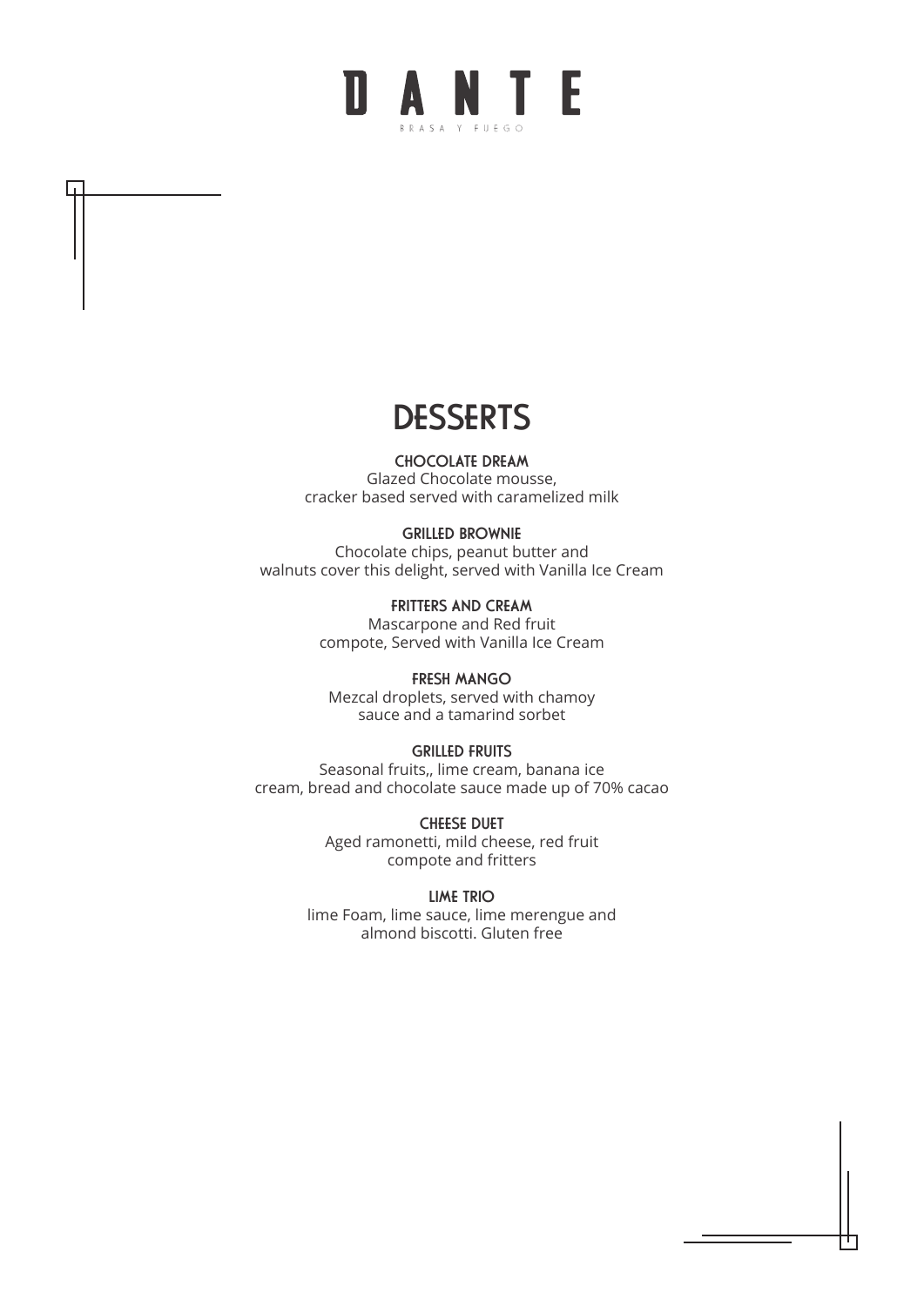# DANTE

BRASA Y FUEGO

## DESSERTS

### CHOCOLATE DREAM

Glazed Chocolate mousse,
cracker based served with caramelized milk

### GRILLED BROWNIE

Chocolate chips, peanut butter and
walnuts cover this delight, served with Vanilla Ice Cream

### FRITTERS AND CREAM

Mascarpone and Red fruit
compote, Served with Vanilla Ice Cream

### FRESH MANGO

Mezcal droplets, served with chamoy
sauce and a tamarind sorbet

### GRILLED FRUITS

Seasonal fruits,, lime cream, banana ice
cream, bread and chocolate sauce made up of 70% cacao

### CHEESE DUET

Aged ramonetti, mild cheese, red fruit
compote and fritters

### LIME TRIO

lime Foam, lime sauce, lime merengue and
almond biscotti. Gluten free